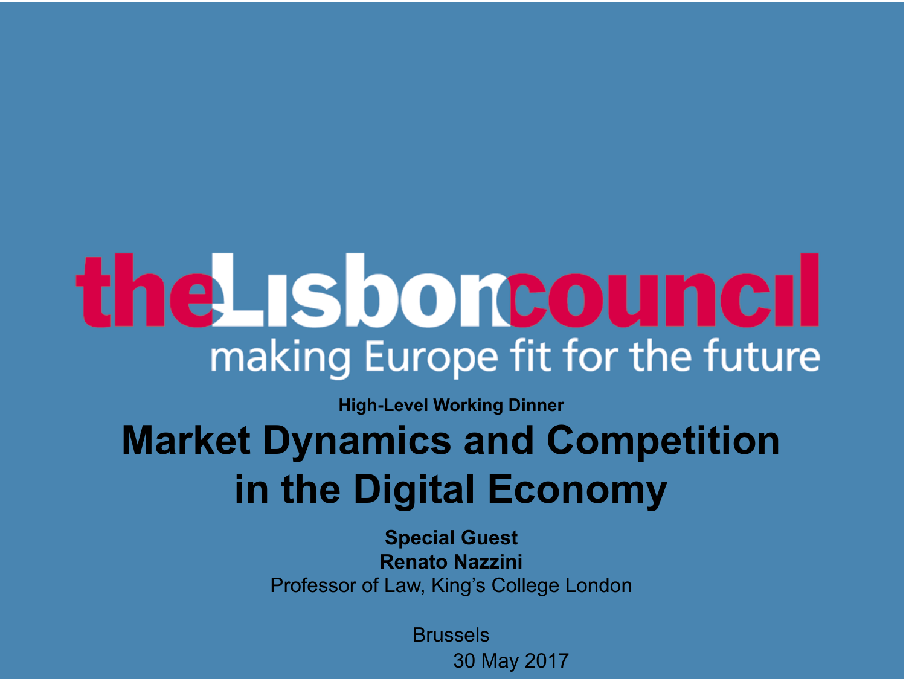theLisboncouncil

making Europe fit for the future

**High-Level Working Dinner**

# Market Dynamics and Competition in the Digital Economy

**Special Guest**
**Renato Nazzini**
Professor of Law, King's College London

Brussels
30 May 2017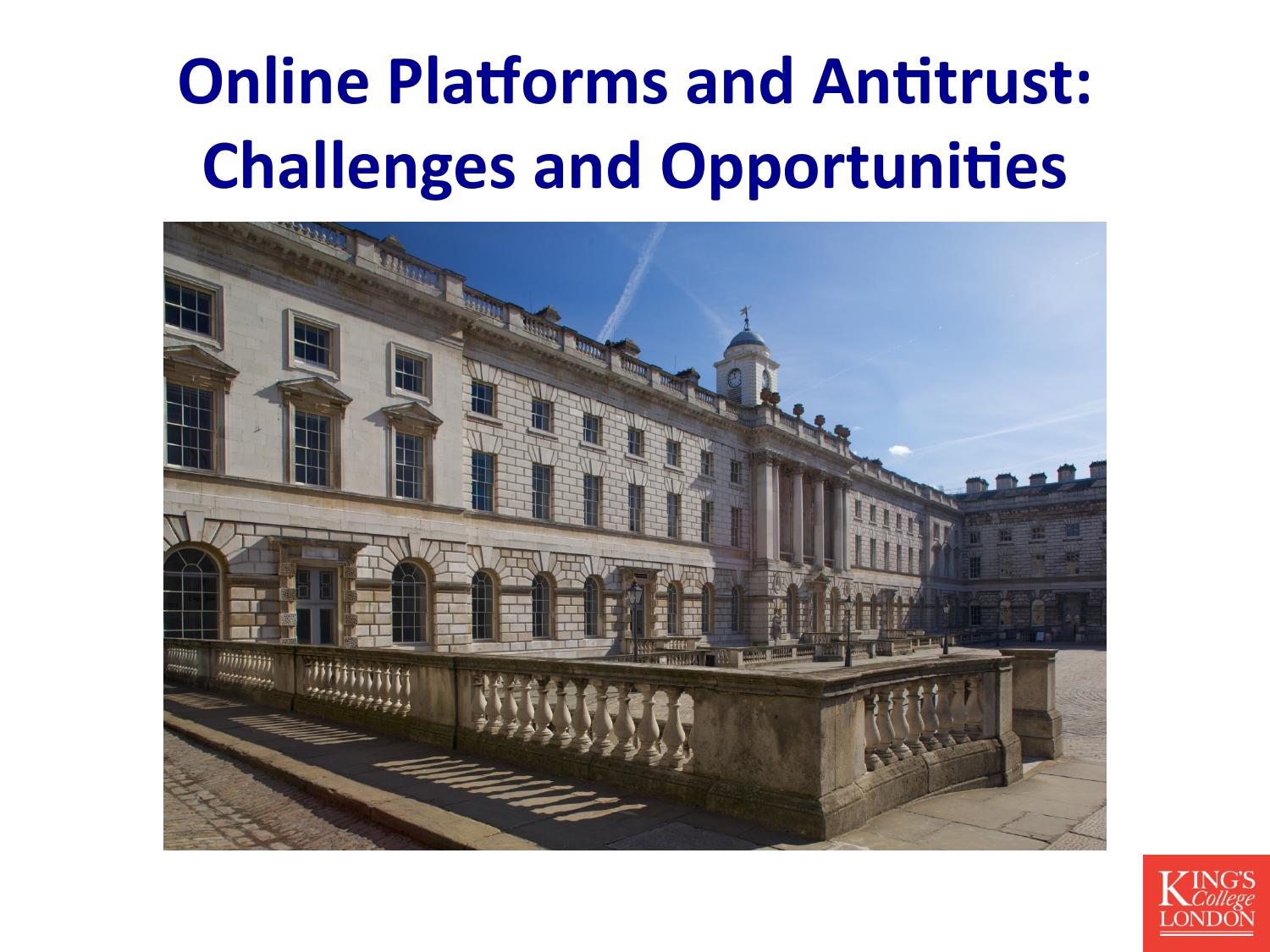# Online Platforms and Antitrust: Challenges and Opportunities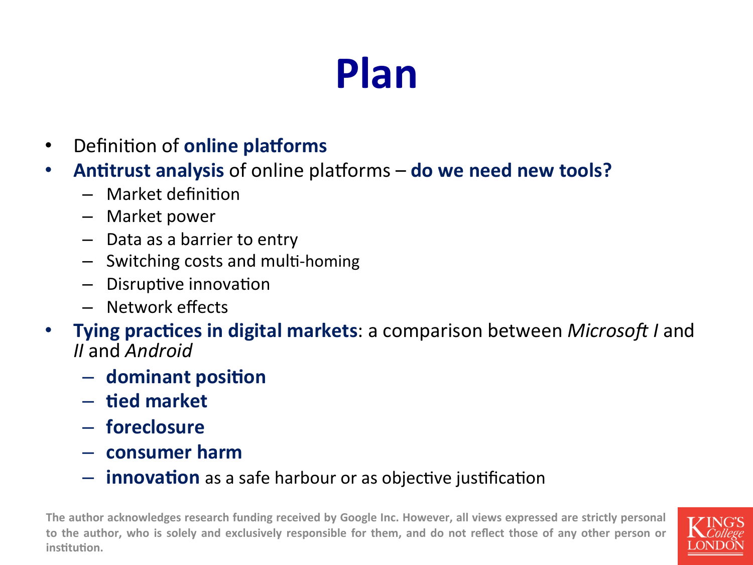# Plan

- Definition of **online platforms**
- **Antitrust analysis** of online platforms – **do we need new tools?**
  - Market definition
  - Market power
  - Data as a barrier to entry
  - Switching costs and multi-homing
  - Disruptive innovation
  - Network effects
- **Tying practices in digital markets**: a comparison between *Microsoft I* and *II* and *Android*
  - **dominant position**
  - **tied market**
  - **foreclosure**
  - **consumer harm**
  - **innovation** as a safe harbour or as objective justification

**The author acknowledges research funding received by Google Inc. However, all views expressed are strictly personal to the author, who is solely and exclusively responsible for them, and do not reflect those of any other person or institution.**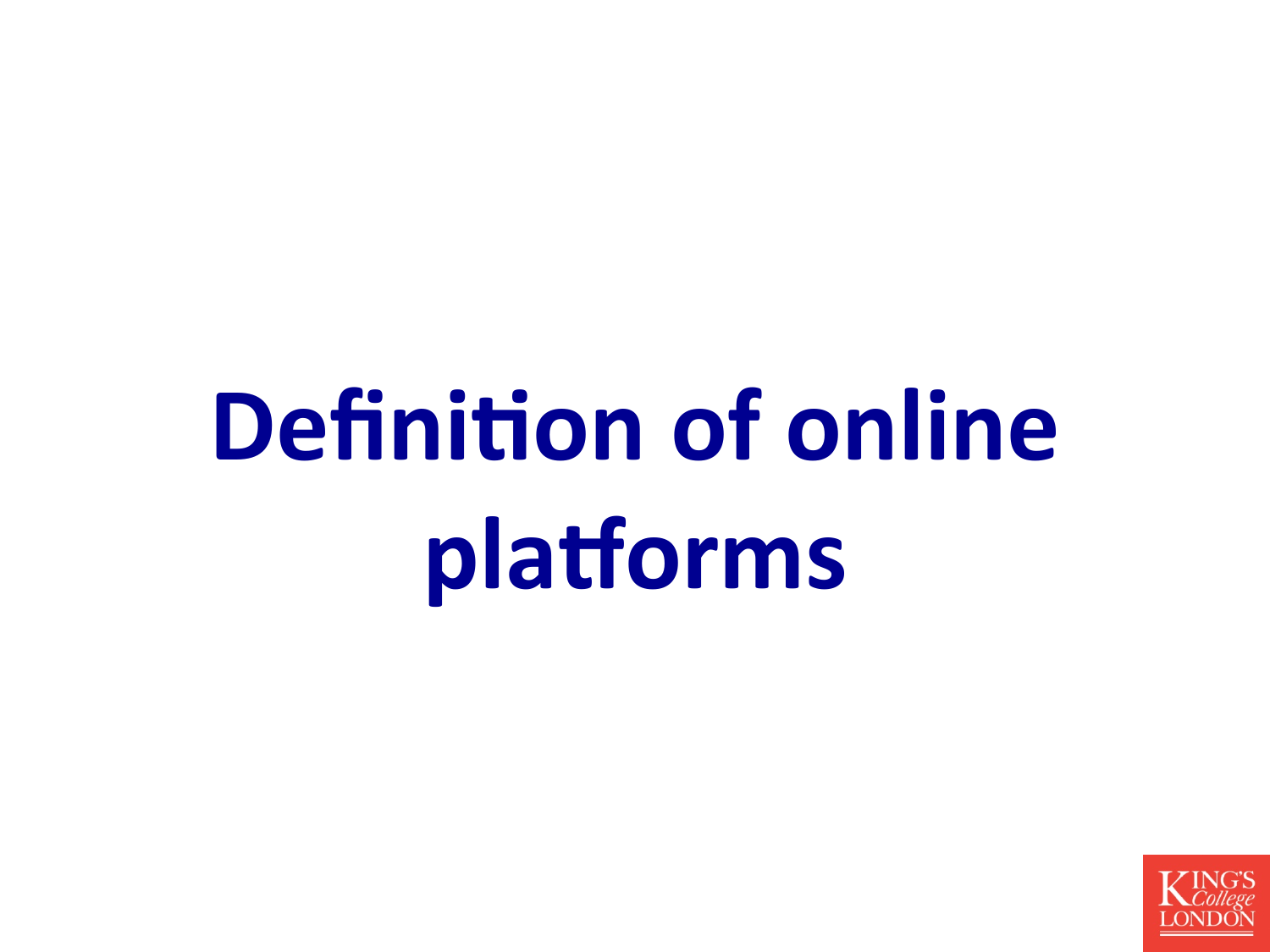# Definition of online platforms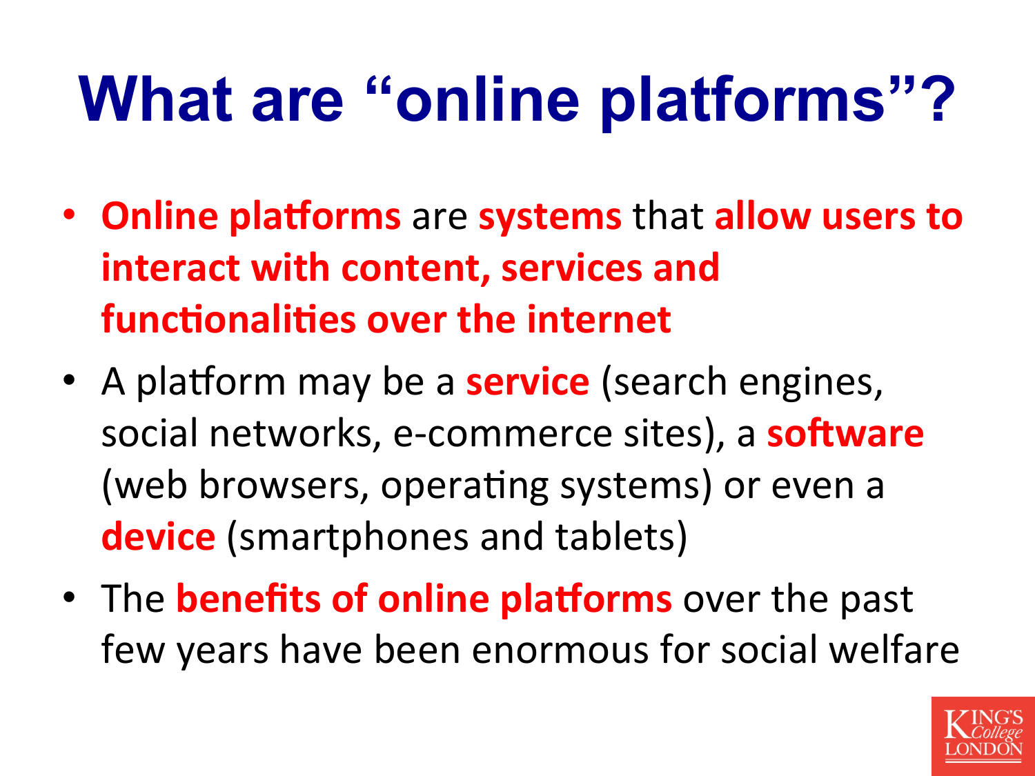# What are "online platforms"?

- **Online platforms** are **systems** that **allow users to interact with content, services and functionalities over the internet**
- A platform may be a **service** (search engines, social networks, e-commerce sites), a **software** (web browsers, operating systems) or even a **device** (smartphones and tablets)
- The **benefits of online platforms** over the past few years have been enormous for social welfare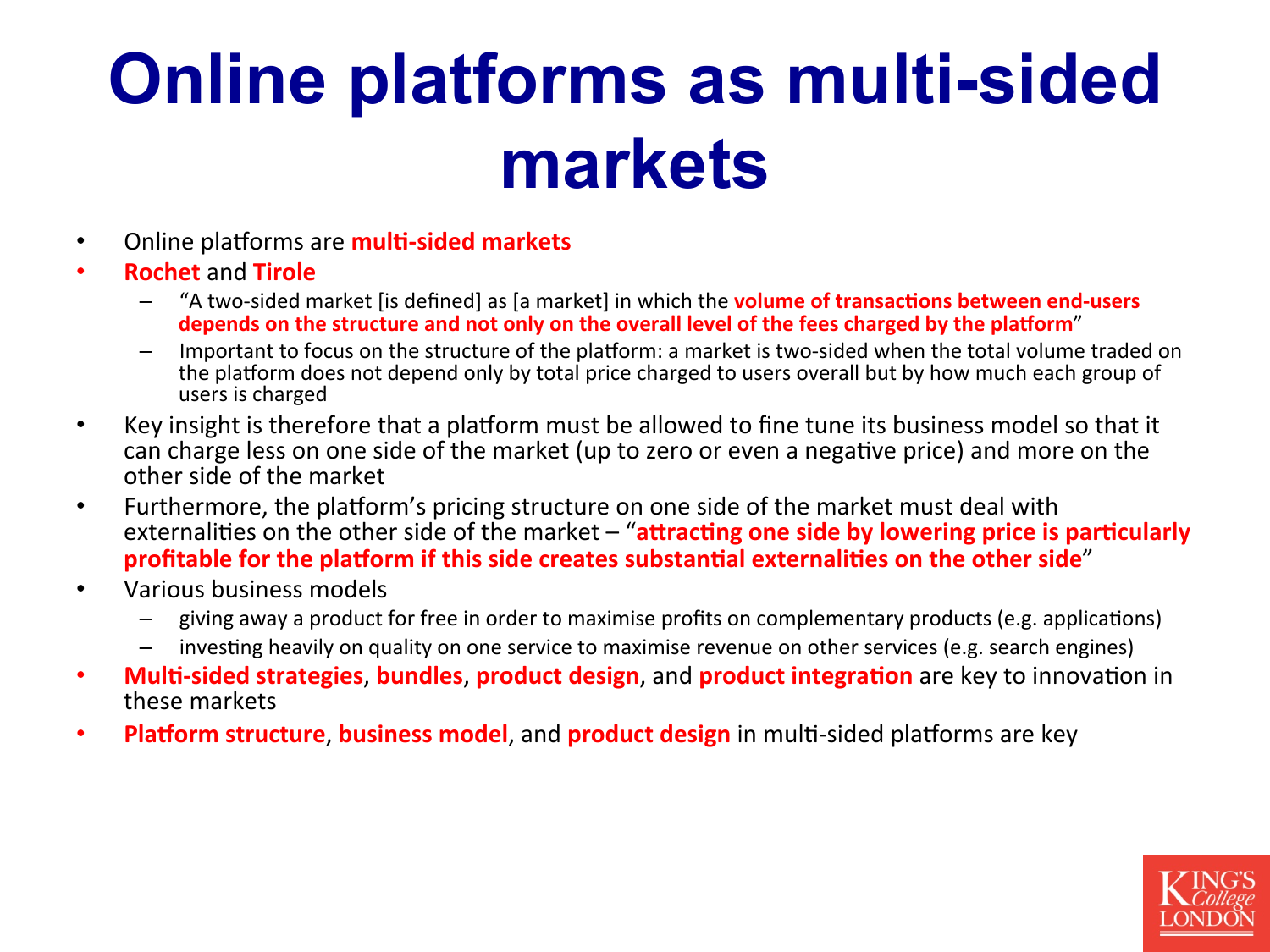# Online platforms as multi-sided markets

- Online platforms are **multi-sided markets**
- **Rochet** and **Tirole**
  - "A two-sided market [is defined] as [a market] in which the **volume of transactions between end-users depends on the structure and not only on the overall level of the fees charged by the platform**"
  - Important to focus on the structure of the platform: a market is two-sided when the total volume traded on the platform does not depend only by total price charged to users overall but by how much each group of users is charged
- Key insight is therefore that a platform must be allowed to fine tune its business model so that it can charge less on one side of the market (up to zero or even a negative price) and more on the other side of the market
- Furthermore, the platform's pricing structure on one side of the market must deal with externalities on the other side of the market – "**attracting one side by lowering price is particularly profitable for the platform if this side creates substantial externalities on the other side**"
- Various business models
  - giving away a product for free in order to maximise profits on complementary products (e.g. applications)
  - investing heavily on quality on one service to maximise revenue on other services (e.g. search engines)
- **Multi-sided strategies**, **bundles**, **product design**, and **product integration** are key to innovation in these markets
- **Platform structure**, **business model**, and **product design** in multi-sided platforms are key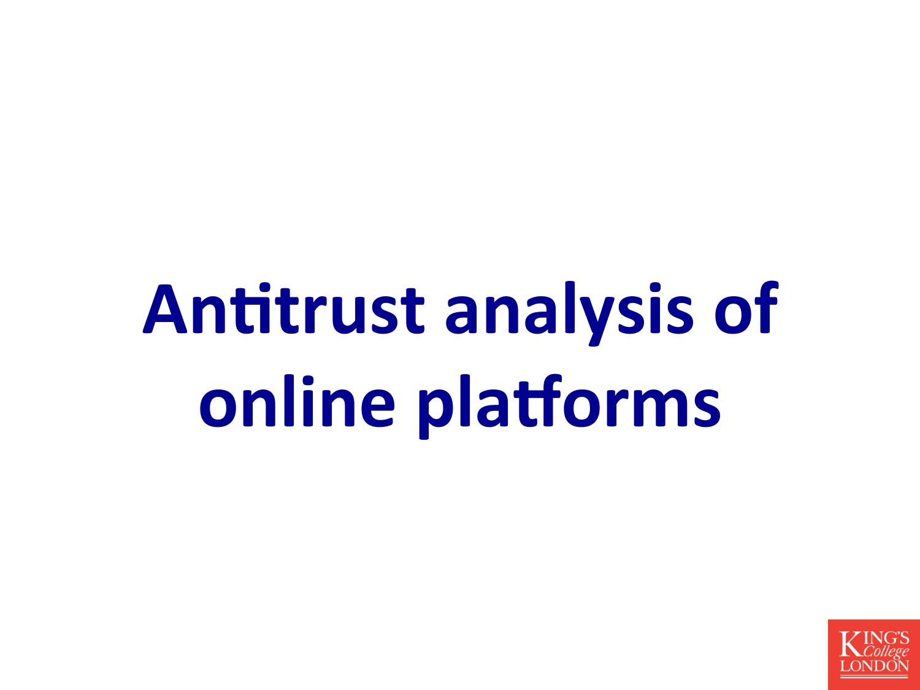# Antitrust analysis of online platforms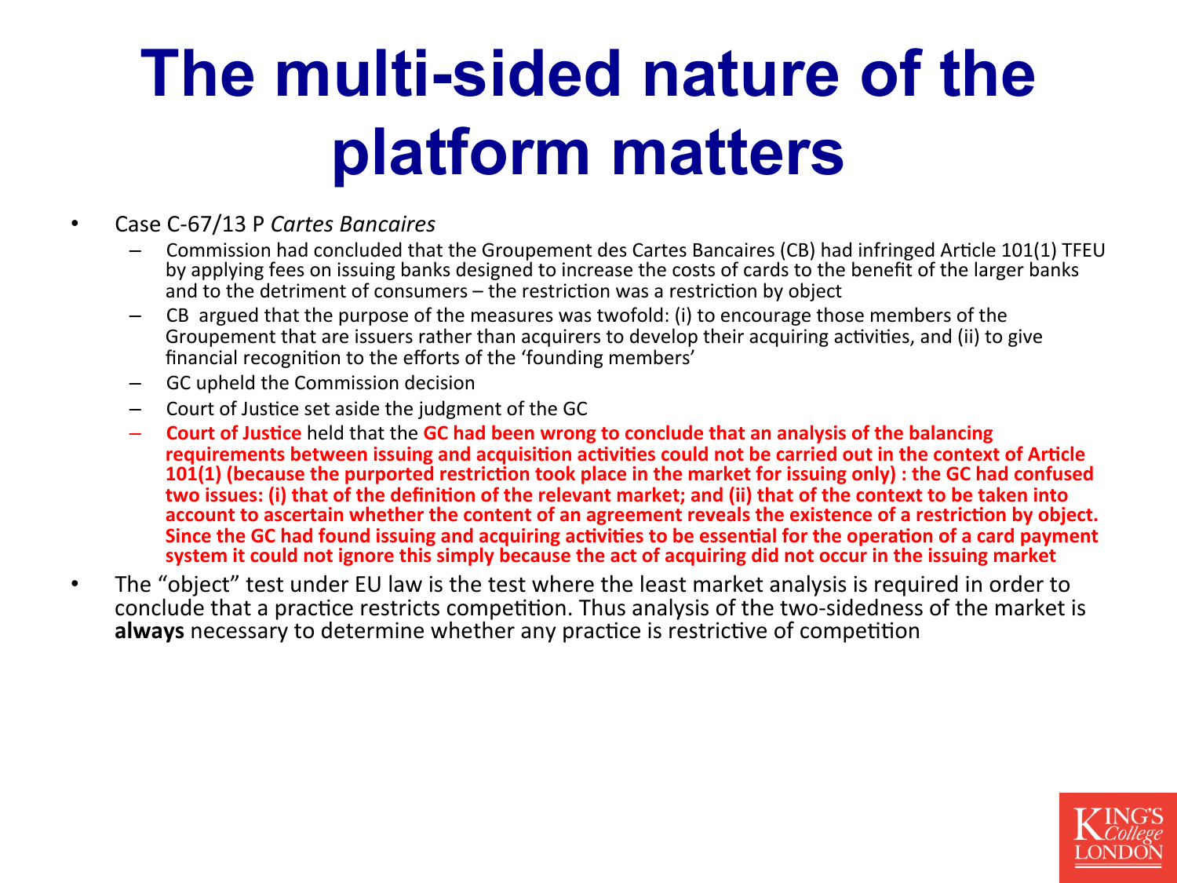# The multi-sided nature of the platform matters

- Case C-67/13 P *Cartes Bancaires*
  - Commission had concluded that the Groupement des Cartes Bancaires (CB) had infringed Article 101(1) TFEU by applying fees on issuing banks designed to increase the costs of cards to the benefit of the larger banks and to the detriment of consumers – the restriction was a restriction by object
  - CB argued that the purpose of the measures was twofold: (i) to encourage those members of the Groupement that are issuers rather than acquirers to develop their acquiring activities, and (ii) to give financial recognition to the efforts of the 'founding members'
  - GC upheld the Commission decision
  - Court of Justice set aside the judgment of the GC
  - **Court of Justice** held that the **GC had been wrong to conclude that an analysis of the balancing requirements between issuing and acquisition activities could not be carried out in the context of Article 101(1) (because the purported restriction took place in the market for issuing only) : the GC had confused two issues: (i) that of the definition of the relevant market; and (ii) that of the context to be taken into account to ascertain whether the content of an agreement reveals the existence of a restriction by object. Since the GC had found issuing and acquiring activities to be essential for the operation of a card payment system it could not ignore this simply because the act of acquiring did not occur in the issuing market**
- The "object" test under EU law is the test where the least market analysis is required in order to conclude that a practice restricts competition. Thus analysis of the two-sidedness of the market is **always** necessary to determine whether any practice is restrictive of competition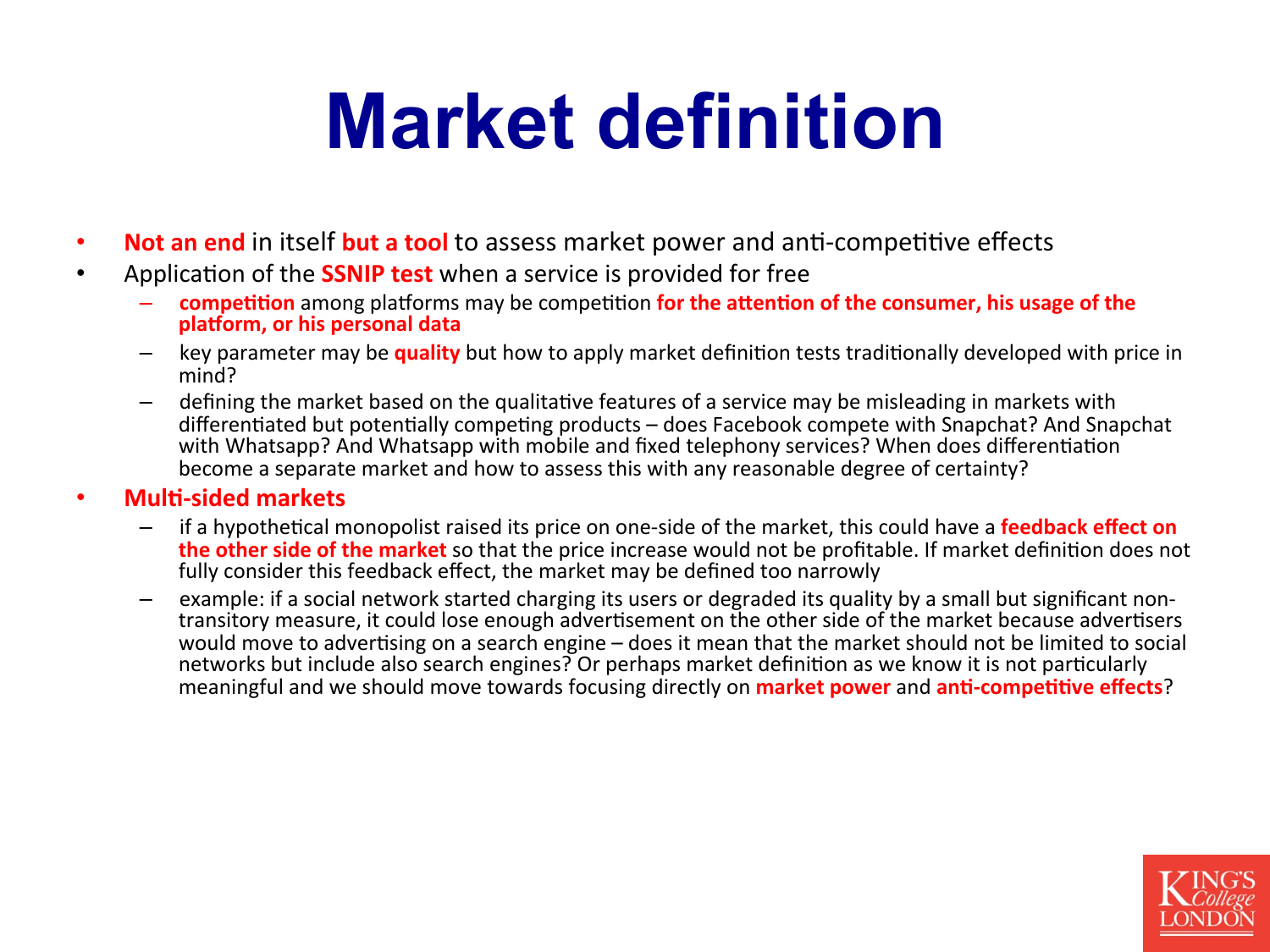# Market definition

- **Not an end** in itself **but a tool** to assess market power and anti-competitive effects
- Application of the **SSNIP test** when a service is provided for free
  - **competition** among platforms may be competition **for the attention of the consumer, his usage of the platform, or his personal data**
  - key parameter may be **quality** but how to apply market definition tests traditionally developed with price in mind?
  - defining the market based on the qualitative features of a service may be misleading in markets with differentiated but potentially competing products – does Facebook compete with Snapchat? And Snapchat with Whatsapp? And Whatsapp with mobile and fixed telephony services? When does differentiation become a separate market and how to assess this with any reasonable degree of certainty?
- **Multi-sided markets**
  - if a hypothetical monopolist raised its price on one-side of the market, this could have a **feedback effect on the other side of the market** so that the price increase would not be profitable. If market definition does not fully consider this feedback effect, the market may be defined too narrowly
  - example: if a social network started charging its users or degraded its quality by a small but significant non-transitory measure, it could lose enough advertisement on the other side of the market because advertisers would move to advertising on a search engine – does it mean that the market should not be limited to social networks but include also search engines? Or perhaps market definition as we know it is not particularly meaningful and we should move towards focusing directly on **market power** and **anti-competitive effects**?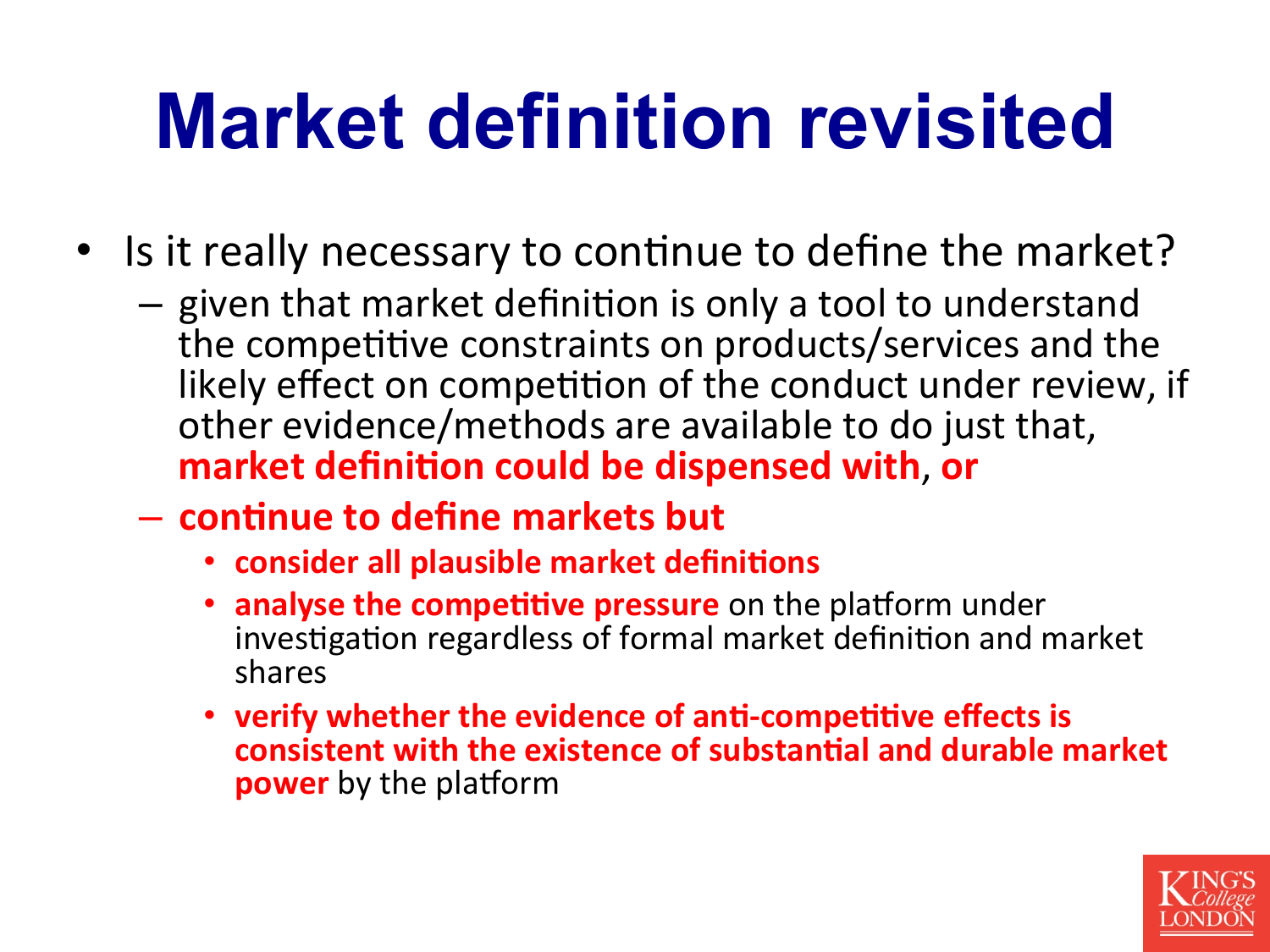# Market definition revisited

- Is it really necessary to continue to define the market?
  - given that market definition is only a tool to understand the competitive constraints on products/services and the likely effect on competition of the conduct under review, if other evidence/methods are available to do just that, **market definition could be dispensed with**, **or**
  - **continue to define markets but**
    - **consider all plausible market definitions**
    - **analyse the competitive pressure** on the platform under investigation regardless of formal market definition and market shares
    - **verify whether the evidence of anti-competitive effects is consistent with the existence of substantial and durable market power** by the platform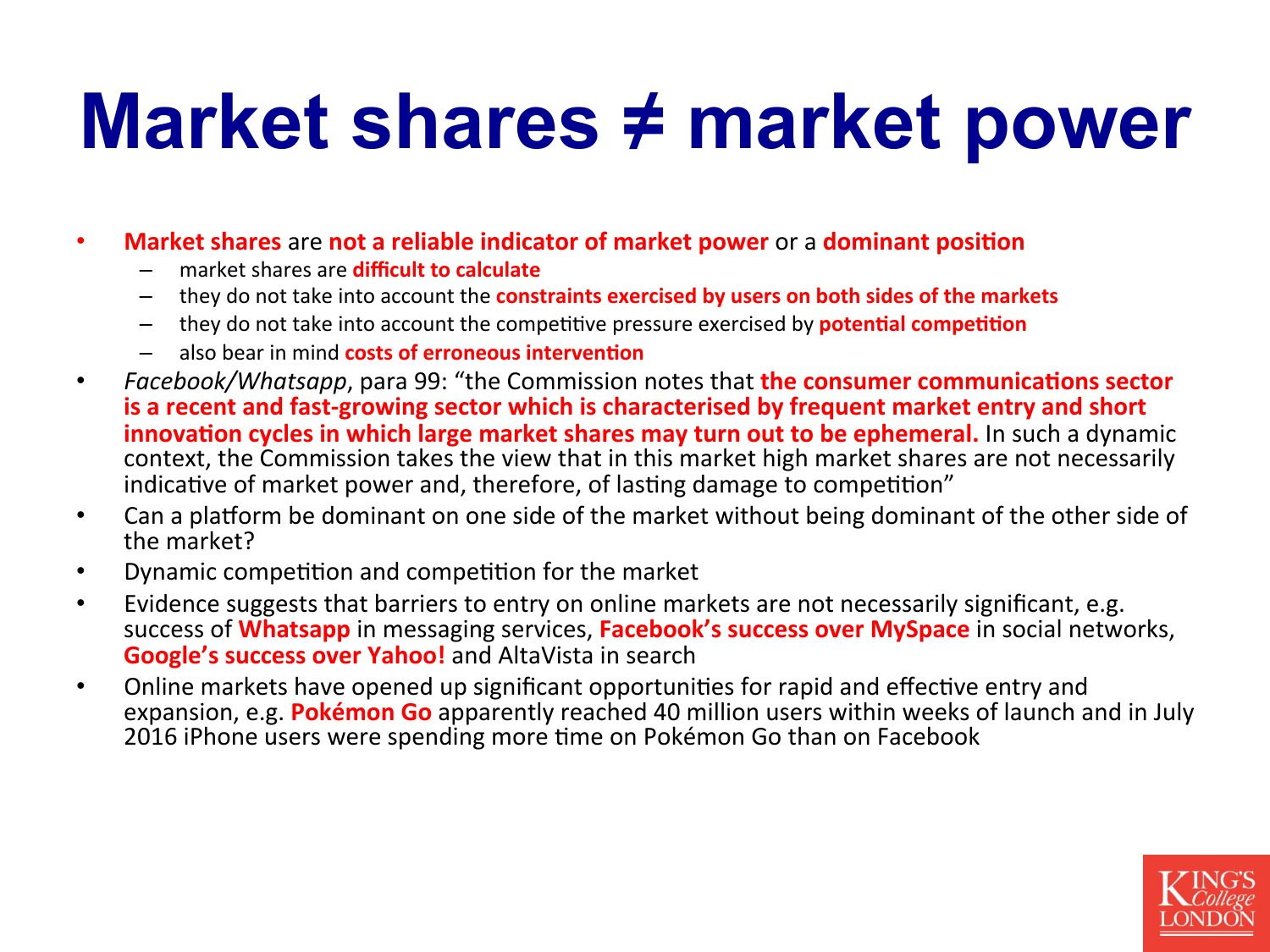# Market shares ≠ market power

- **Market shares** are **not a reliable indicator of market power** or a **dominant position**
  - market shares are **difficult to calculate**
  - they do not take into account the **constraints exercised by users on both sides of the markets**
  - they do not take into account the competitive pressure exercised by **potential competition**
  - also bear in mind **costs of erroneous intervention**
- *Facebook/Whatsapp*, para 99: "the Commission notes that **the consumer communications sector is a recent and fast-growing sector which is characterised by frequent market entry and short innovation cycles in which large market shares may turn out to be ephemeral.** In such a dynamic context, the Commission takes the view that in this market high market shares are not necessarily indicative of market power and, therefore, of lasting damage to competition"
- Can a platform be dominant on one side of the market without being dominant of the other side of the market?
- Dynamic competition and competition for the market
- Evidence suggests that barriers to entry on online markets are not necessarily significant, e.g. success of **Whatsapp** in messaging services, **Facebook's success over MySpace** in social networks, **Google's success over Yahoo!** and AltaVista in search
- Online markets have opened up significant opportunities for rapid and effective entry and expansion, e.g. **Pokémon Go** apparently reached 40 million users within weeks of launch and in July 2016 iPhone users were spending more time on Pokémon Go than on Facebook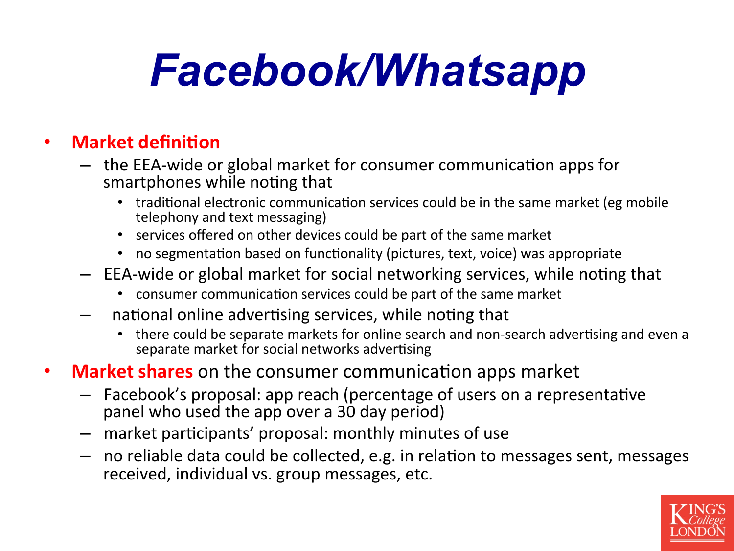# Facebook/Whatsapp

- **Market definition**
  - the EEA-wide or global market for consumer communication apps for smartphones while noting that
    - traditional electronic communication services could be in the same market (eg mobile telephony and text messaging)
    - services offered on other devices could be part of the same market
    - no segmentation based on functionality (pictures, text, voice) was appropriate
  - EEA-wide or global market for social networking services, while noting that
    - consumer communication services could be part of the same market
  - national online advertising services, while noting that
    - there could be separate markets for online search and non-search advertising and even a separate market for social networks advertising
- **Market shares** on the consumer communication apps market
  - Facebook's proposal: app reach (percentage of users on a representative panel who used the app over a 30 day period)
  - market participants' proposal: monthly minutes of use
  - no reliable data could be collected, e.g. in relation to messages sent, messages received, individual vs. group messages, etc.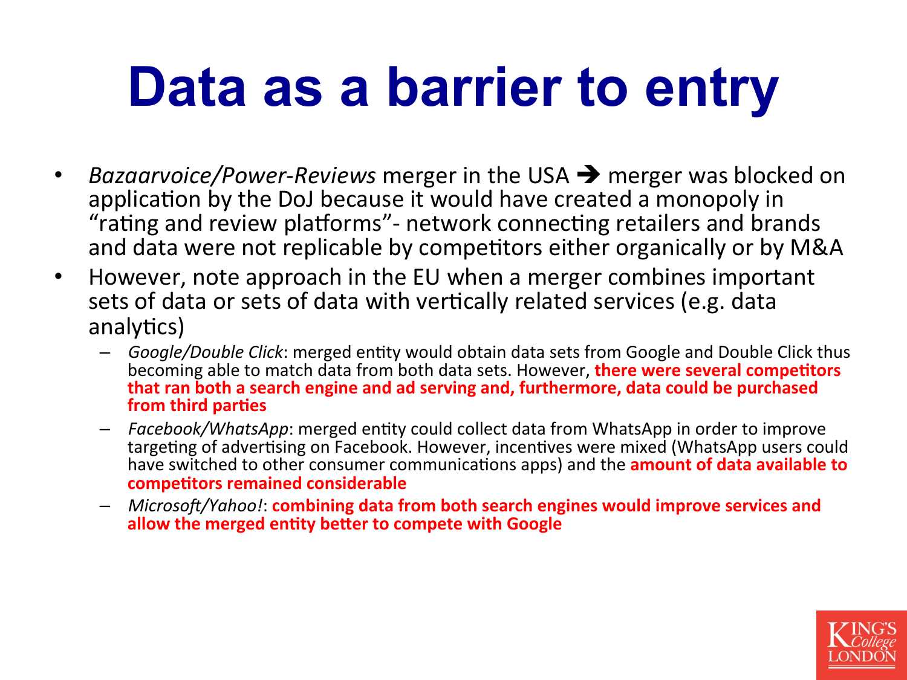# Data as a barrier to entry

- *Bazaarvoice/Power-Reviews* merger in the USA ➔ merger was blocked on application by the DoJ because it would have created a monopoly in "rating and review platforms"- network connecting retailers and brands and data were not replicable by competitors either organically or by M&A
- However, note approach in the EU when a merger combines important sets of data or sets of data with vertically related services (e.g. data analytics)
  - *Google/Double Click*: merged entity would obtain data sets from Google and Double Click thus becoming able to match data from both data sets. However, **there were several competitors that ran both a search engine and ad serving and, furthermore, data could be purchased from third parties**
  - *Facebook/WhatsApp*: merged entity could collect data from WhatsApp in order to improve targeting of advertising on Facebook. However, incentives were mixed (WhatsApp users could have switched to other consumer communications apps) and the **amount of data available to competitors remained considerable**
  - *Microsoft/Yahoo!*: **combining data from both search engines would improve services and allow the merged entity better to compete with Google**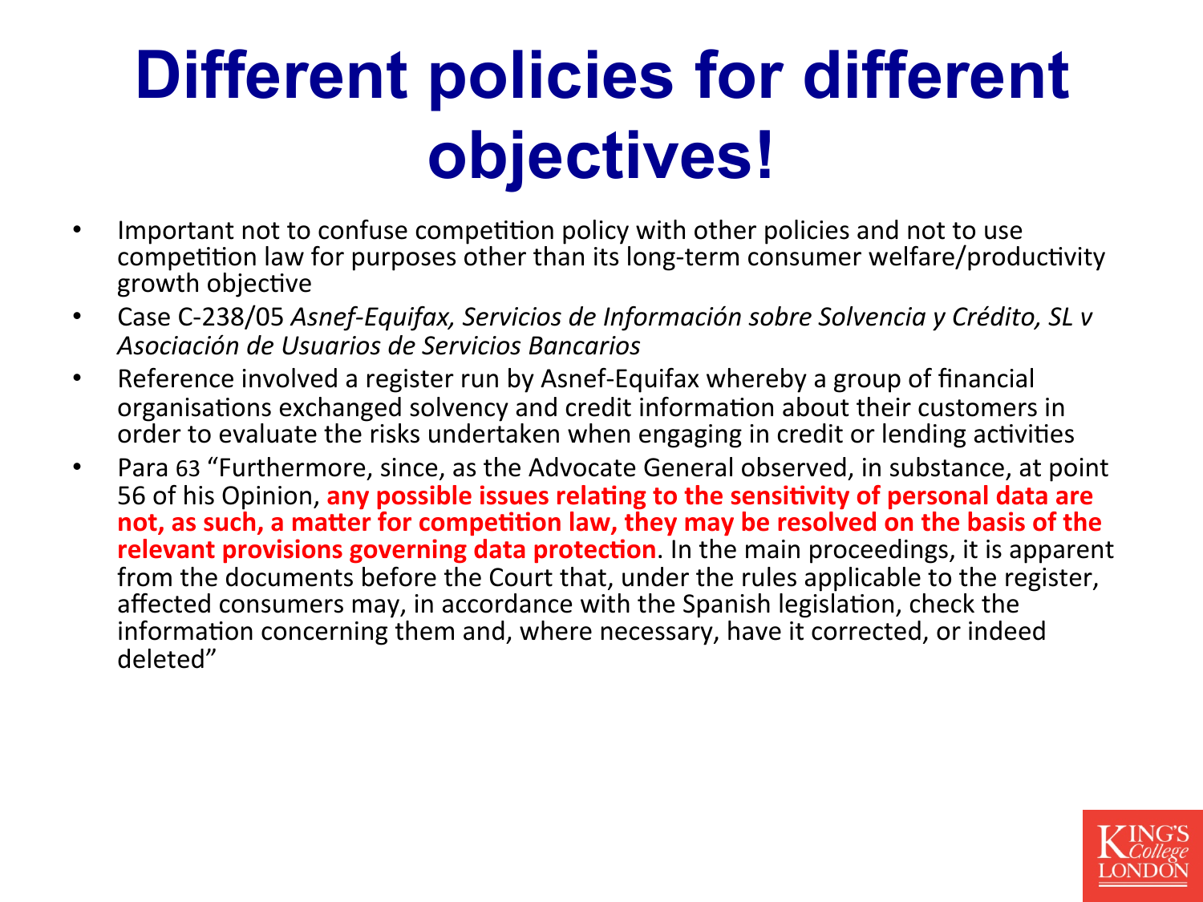# Different policies for different objectives!

- Important not to confuse competition policy with other policies and not to use competition law for purposes other than its long-term consumer welfare/productivity growth objective
- Case C-238/05 *Asnef-Equifax, Servicios de Información sobre Solvencia y Crédito, SL v Asociación de Usuarios de Servicios Bancarios*
- Reference involved a register run by Asnef-Equifax whereby a group of financial organisations exchanged solvency and credit information about their customers in order to evaluate the risks undertaken when engaging in credit or lending activities
- Para 63 "Furthermore, since, as the Advocate General observed, in substance, at point 56 of his Opinion, **any possible issues relating to the sensitivity of personal data are not, as such, a matter for competition law, they may be resolved on the basis of the relevant provisions governing data protection**. In the main proceedings, it is apparent from the documents before the Court that, under the rules applicable to the register, affected consumers may, in accordance with the Spanish legislation, check the information concerning them and, where necessary, have it corrected, or indeed deleted"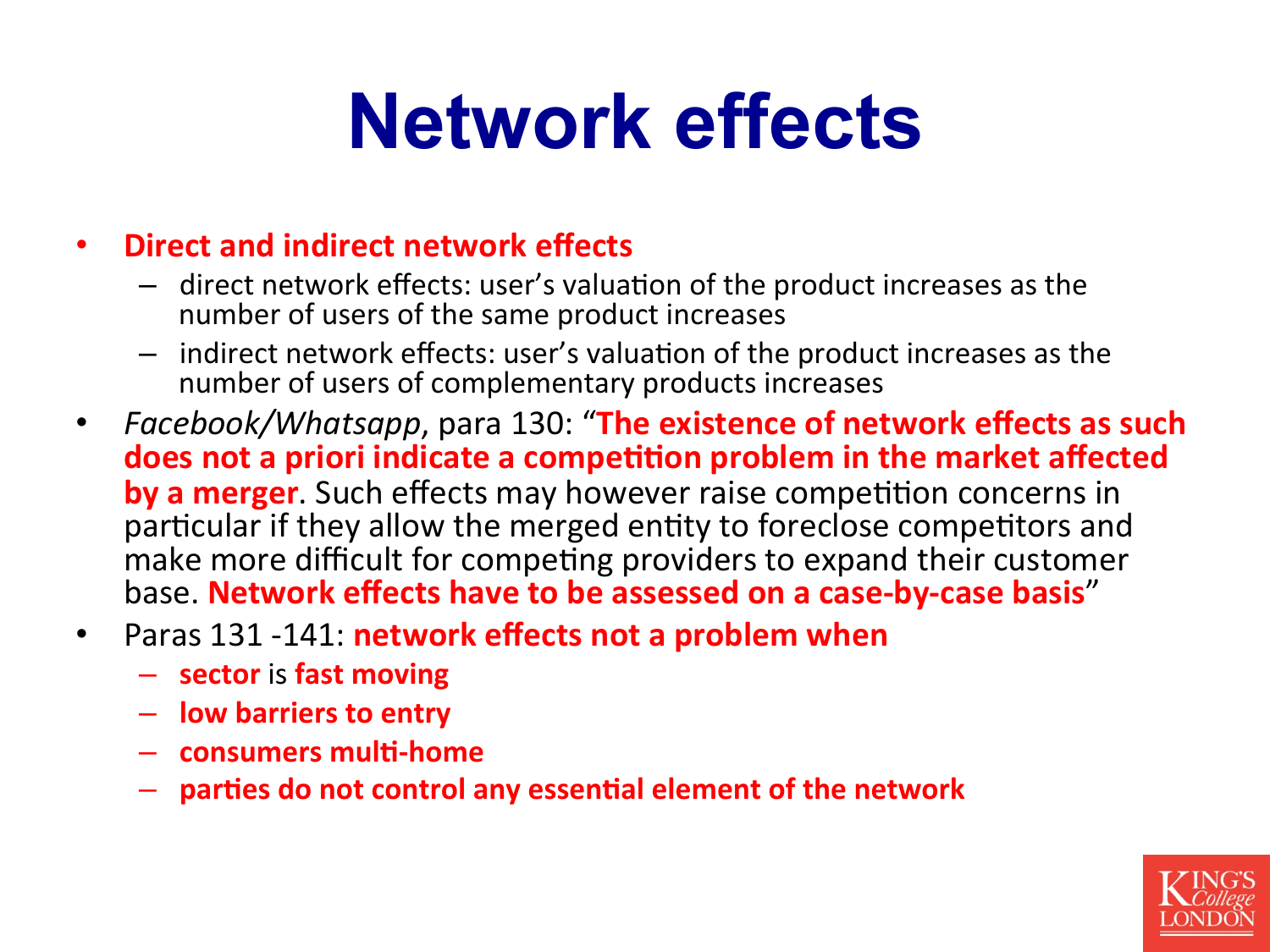# Network effects

- **Direct and indirect network effects**
  - direct network effects: user's valuation of the product increases as the number of users of the same product increases
  - indirect network effects: user's valuation of the product increases as the number of users of complementary products increases
- *Facebook/Whatsapp*, para 130: "**The existence of network effects as such does not a priori indicate a competition problem in the market affected by a merger**. Such effects may however raise competition concerns in particular if they allow the merged entity to foreclose competitors and make more difficult for competing providers to expand their customer base. **Network effects have to be assessed on a case-by-case basis**"
- Paras 131 -141: **network effects not a problem when**
  - **sector** is **fast moving**
  - **low barriers to entry**
  - **consumers multi-home**
  - **parties do not control any essential element of the network**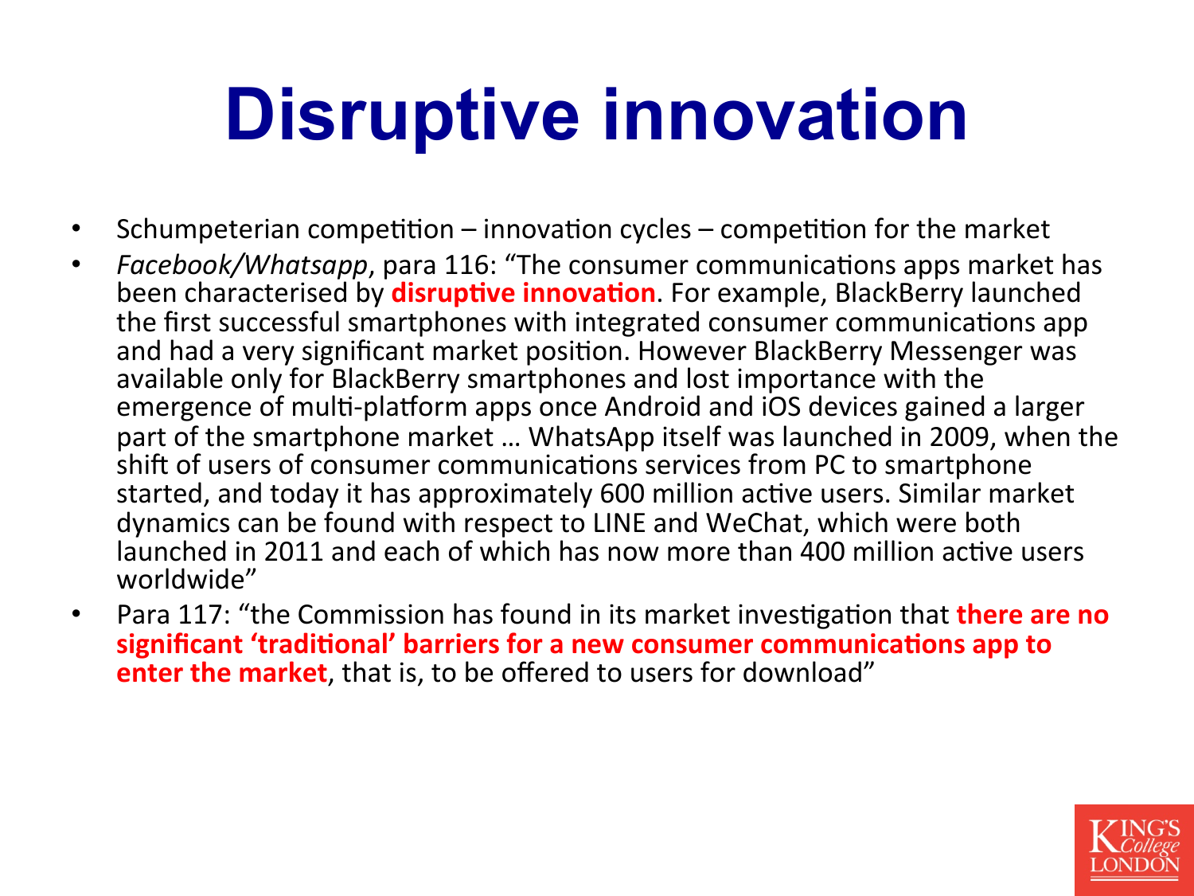# Disruptive innovation

- Schumpeterian competition – innovation cycles – competition for the market
- *Facebook/Whatsapp*, para 116: "The consumer communications apps market has been characterised by **disruptive innovation**. For example, BlackBerry launched the first successful smartphones with integrated consumer communications app and had a very significant market position. However BlackBerry Messenger was available only for BlackBerry smartphones and lost importance with the emergence of multi-platform apps once Android and iOS devices gained a larger part of the smartphone market … WhatsApp itself was launched in 2009, when the shift of users of consumer communications services from PC to smartphone started, and today it has approximately 600 million active users. Similar market dynamics can be found with respect to LINE and WeChat, which were both launched in 2011 and each of which has now more than 400 million active users worldwide"
- Para 117: "the Commission has found in its market investigation that **there are no significant 'traditional' barriers for a new consumer communications app to enter the market**, that is, to be offered to users for download"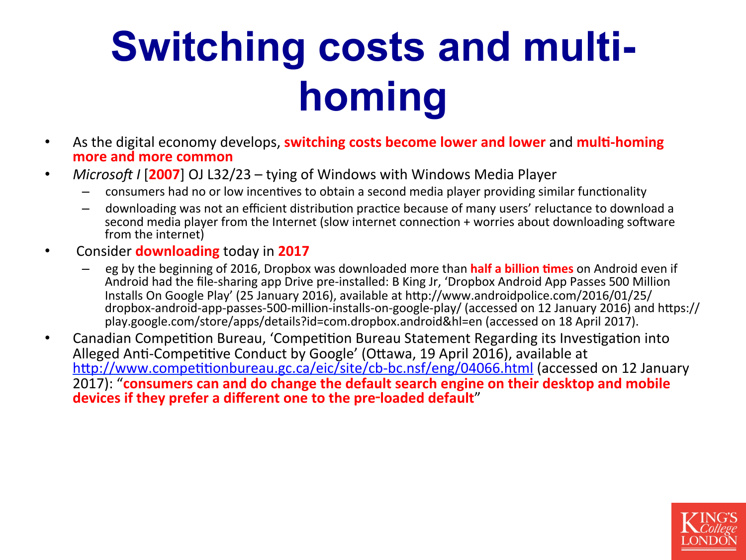# Switching costs and multi-homing

- As the digital economy develops, **switching costs become lower and lower** and **multi-homing more and more common**
- *Microsoft I* [**2007**] OJ L32/23 – tying of Windows with Windows Media Player
  - consumers had no or low incentives to obtain a second media player providing similar functionality
  - downloading was not an efficient distribution practice because of many users' reluctance to download a second media player from the Internet (slow internet connection + worries about downloading software from the internet)
- Consider **downloading** today in **2017**
  - eg by the beginning of 2016, Dropbox was downloaded more than **half a billion times** on Android even if Android had the file-sharing app Drive pre-installed: B King Jr, 'Dropbox Android App Passes 500 Million Installs On Google Play' (25 January 2016), available at http://www.androidpolice.com/2016/01/25/dropbox-android-app-passes-500-million-installs-on-google-play/ (accessed on 12 January 2016) and https://play.google.com/store/apps/details?id=com.dropbox.android&hl=en (accessed on 18 April 2017).
- Canadian Competition Bureau, 'Competition Bureau Statement Regarding its Investigation into Alleged Anti-Competitive Conduct by Google' (Ottawa, 19 April 2016), available at http://www.competitionbureau.gc.ca/eic/site/cb-bc.nsf/eng/04066.html (accessed on 12 January 2017): "**consumers can and do change the default search engine on their desktop and mobile devices if they prefer a different one to the pre-loaded default**"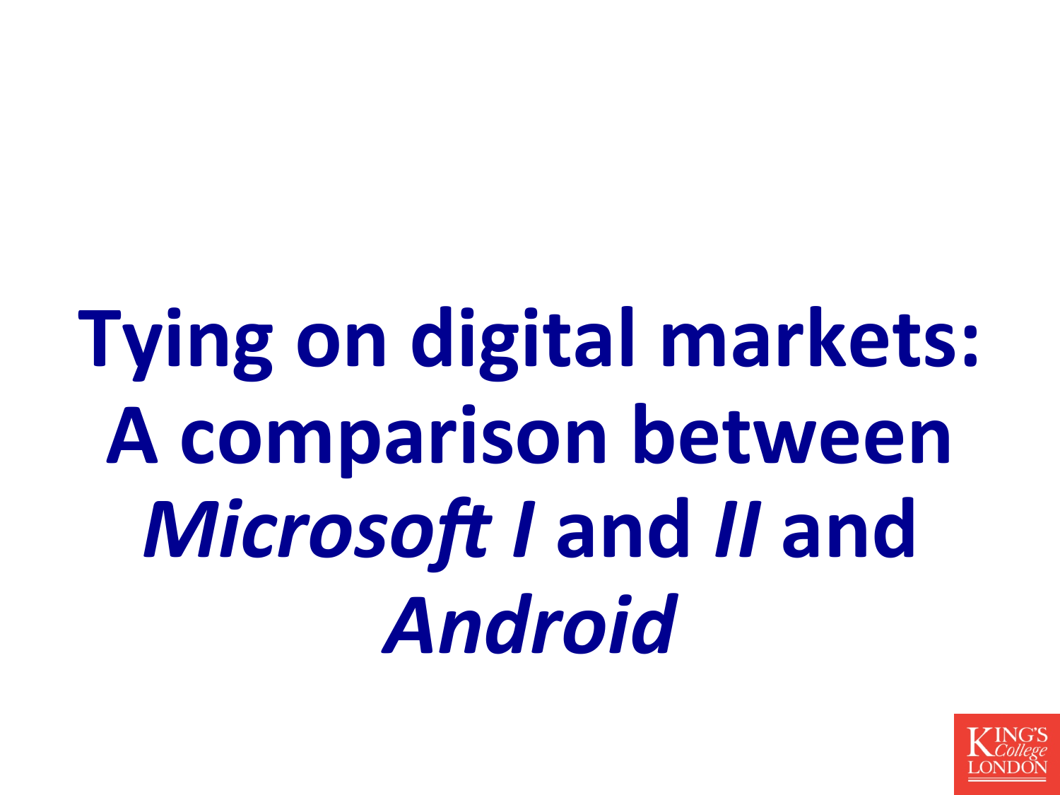# Tying on digital markets: A comparison between *Microsoft I* and *II* and *Android*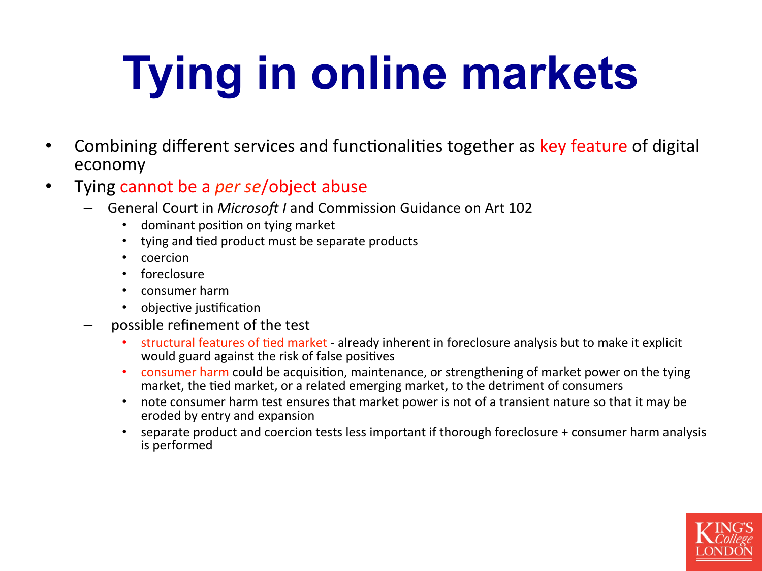# Tying in online markets

- Combining different services and functionalities together as key feature of digital economy
- Tying cannot be a *per se*/object abuse
  - General Court in *Microsoft I* and Commission Guidance on Art 102
    - dominant position on tying market
    - tying and tied product must be separate products
    - coercion
    - foreclosure
    - consumer harm
    - objective justification
  - possible refinement of the test
    - structural features of tied market - already inherent in foreclosure analysis but to make it explicit would guard against the risk of false positives
    - consumer harm could be acquisition, maintenance, or strengthening of market power on the tying market, the tied market, or a related emerging market, to the detriment of consumers
    - note consumer harm test ensures that market power is not of a transient nature so that it may be eroded by entry and expansion
    - separate product and coercion tests less important if thorough foreclosure + consumer harm analysis is performed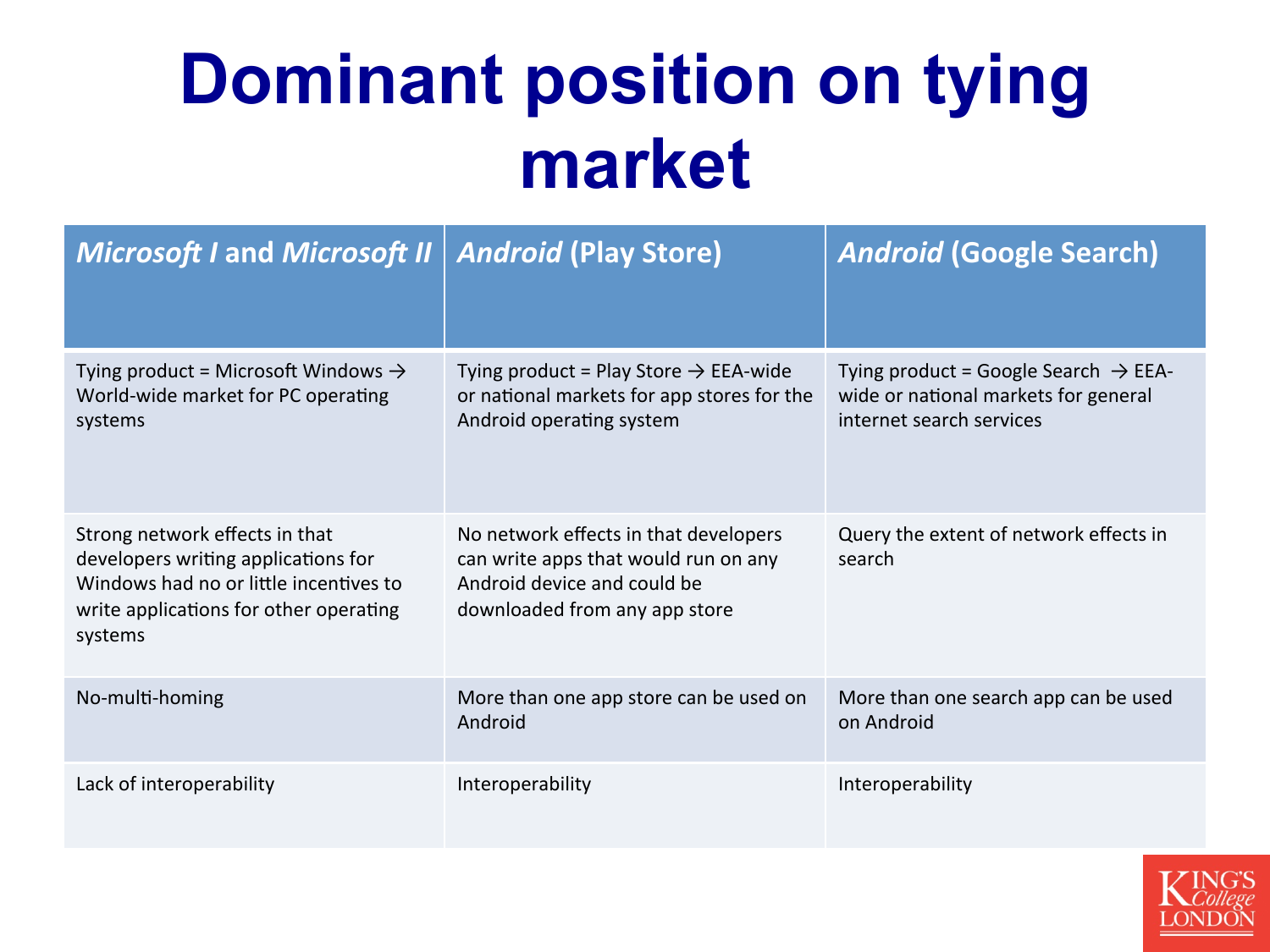# Dominant position on tying market

| *Microsoft I* and *Microsoft II* | *Android* (Play Store) | *Android* (Google Search) |
|---|---|---|
| Tying product = Microsoft Windows → World-wide market for PC operating systems | Tying product = Play Store → EEA-wide or national markets for app stores for the Android operating system | Tying product = Google Search → EEA-wide or national markets for general internet search services |
| Strong network effects in that developers writing applications for Windows had no or little incentives to write applications for other operating systems | No network effects in that developers can write apps that would run on any Android device and could be downloaded from any app store | Query the extent of network effects in search |
| No-multi-homing | More than one app store can be used on Android | More than one search app can be used on Android |
| Lack of interoperability | Interoperability | Interoperability |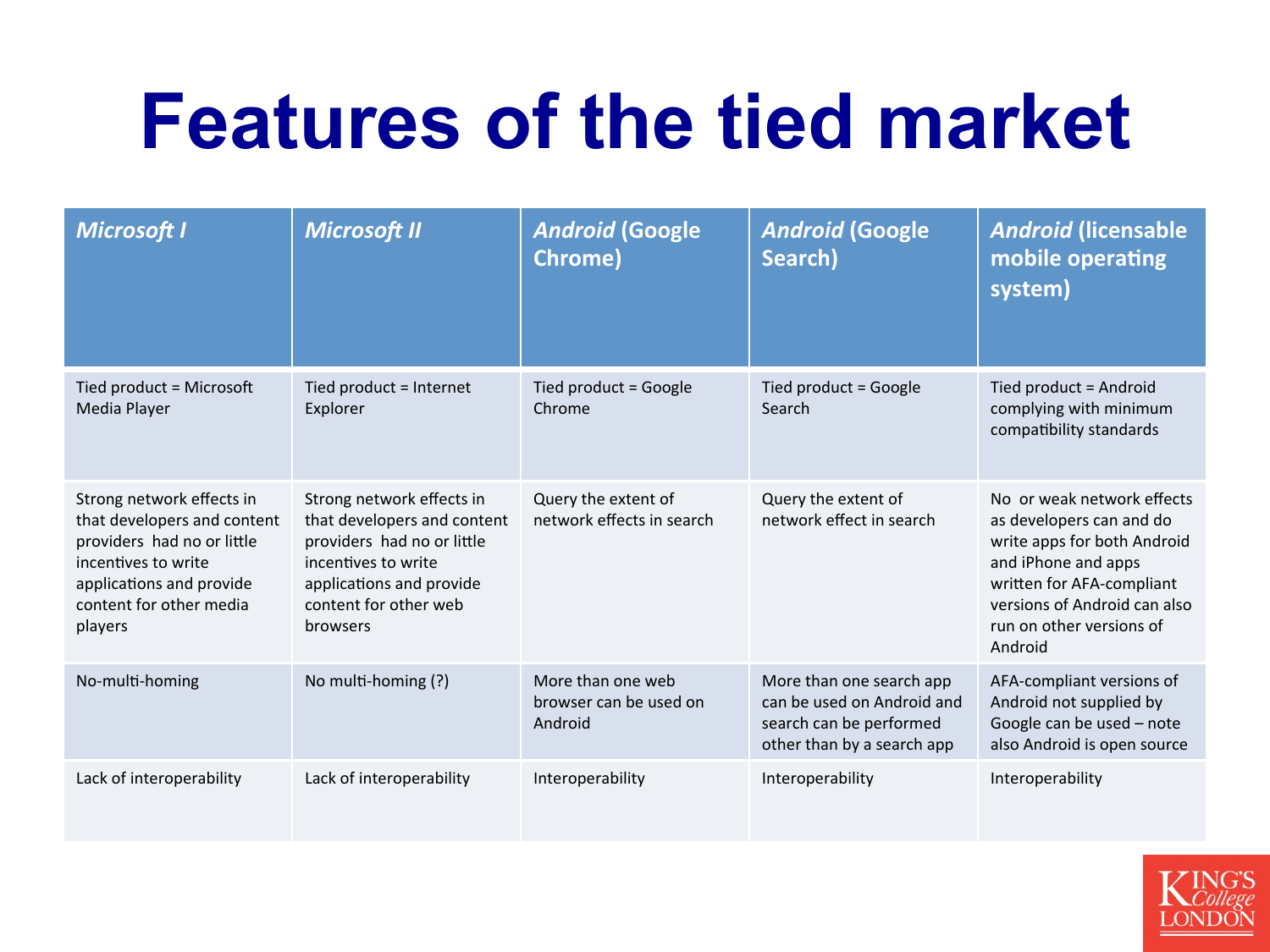# Features of the tied market

| *Microsoft I* | *Microsoft II* | *Android* (Google Chrome) | *Android* (Google Search) | *Android* (licensable mobile operating system) |
|---|---|---|---|---|
| Tied product = Microsoft Media Player | Tied product = Internet Explorer | Tied product = Google Chrome | Tied product = Google Search | Tied product = Android complying with minimum compatibility standards |
| Strong network effects in that developers and content providers had no or little incentives to write applications and provide content for other media players | Strong network effects in that developers and content providers had no or little incentives to write applications and provide content for other web browsers | Query the extent of network effects in search | Query the extent of network effect in search | No or weak network effects as developers can and do write apps for both Android and iPhone and apps written for AFA-compliant versions of Android can also run on other versions of Android |
| No-multi-homing | No multi-homing (?) | More than one web browser can be used on Android | More than one search app can be used on Android and search can be performed other than by a search app | AFA-compliant versions of Android not supplied by Google can be used – note also Android is open source |
| Lack of interoperability | Lack of interoperability | Interoperability | Interoperability | Interoperability |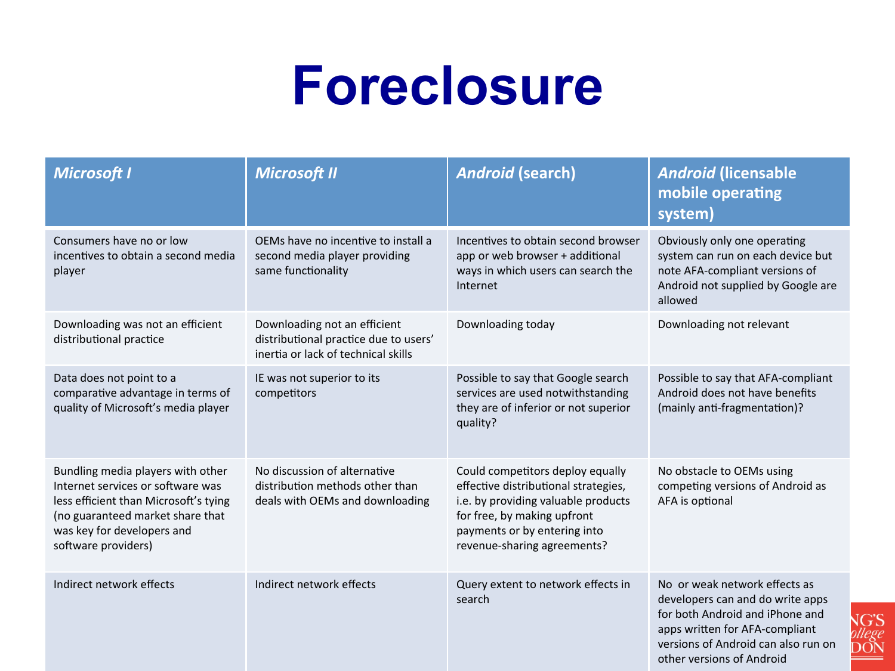# Foreclosure

| *Microsoft I* | *Microsoft II* | *Android* (search) | *Android* (licensable mobile operating system) |
|---|---|---|---|
| Consumers have no or low incentives to obtain a second media player | OEMs have no incentive to install a second media player providing same functionality | Incentives to obtain second browser app or web browser + additional ways in which users can search the Internet | Obviously only one operating system can run on each device but note AFA-compliant versions of Android not supplied by Google are allowed |
| Downloading was not an efficient distributional practice | Downloading not an efficient distributional practice due to users' inertia or lack of technical skills | Downloading today | Downloading not relevant |
| Data does not point to a comparative advantage in terms of quality of Microsoft's media player | IE was not superior to its competitors | Possible to say that Google search services are used notwithstanding they are of inferior or not superior quality? | Possible to say that AFA-compliant Android does not have benefits (mainly anti-fragmentation)? |
| Bundling media players with other Internet services or software was less efficient than Microsoft's tying (no guaranteed market share that was key for developers and software providers) | No discussion of alternative distribution methods other than deals with OEMs and downloading | Could competitors deploy equally effective distributional strategies, i.e. by providing valuable products for free, by making upfront payments or by entering into revenue-sharing agreements? | No obstacle to OEMs using competing versions of Android as AFA is optional |
| Indirect network effects | Indirect network effects | Query extent to network effects in search | No or weak network effects as developers can and do write apps for both Android and iPhone and apps written for AFA-compliant versions of Android can also run on other versions of Android |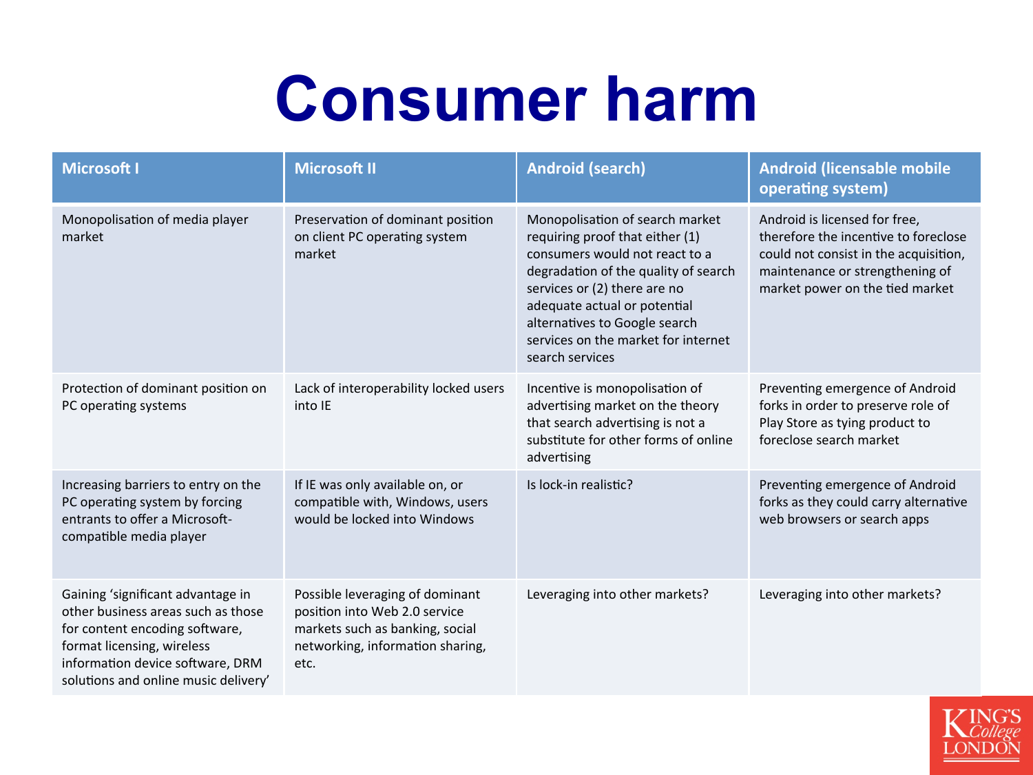# Consumer harm

| Microsoft I | Microsoft II | Android (search) | Android (licensable mobile operating system) |
|---|---|---|---|
| Monopolisation of media player market | Preservation of dominant position on client PC operating system market | Monopolisation of search market requiring proof that either (1) consumers would not react to a degradation of the quality of search services or (2) there are no adequate actual or potential alternatives to Google search services on the market for internet search services | Android is licensed for free, therefore the incentive to foreclose could not consist in the acquisition, maintenance or strengthening of market power on the tied market |
| Protection of dominant position on PC operating systems | Lack of interoperability locked users into IE | Incentive is monopolisation of advertising market on the theory that search advertising is not a substitute for other forms of online advertising | Preventing emergence of Android forks in order to preserve role of Play Store as tying product to foreclose search market |
| Increasing barriers to entry on the PC operating system by forcing entrants to offer a Microsoft-compatible media player | If IE was only available on, or compatible with, Windows, users would be locked into Windows | Is lock-in realistic? | Preventing emergence of Android forks as they could carry alternative web browsers or search apps |
| Gaining 'significant advantage in other business areas such as those for content encoding software, format licensing, wireless information device software, DRM solutions and online music delivery' | Possible leveraging of dominant position into Web 2.0 service markets such as banking, social networking, information sharing, etc. | Leveraging into other markets? | Leveraging into other markets? |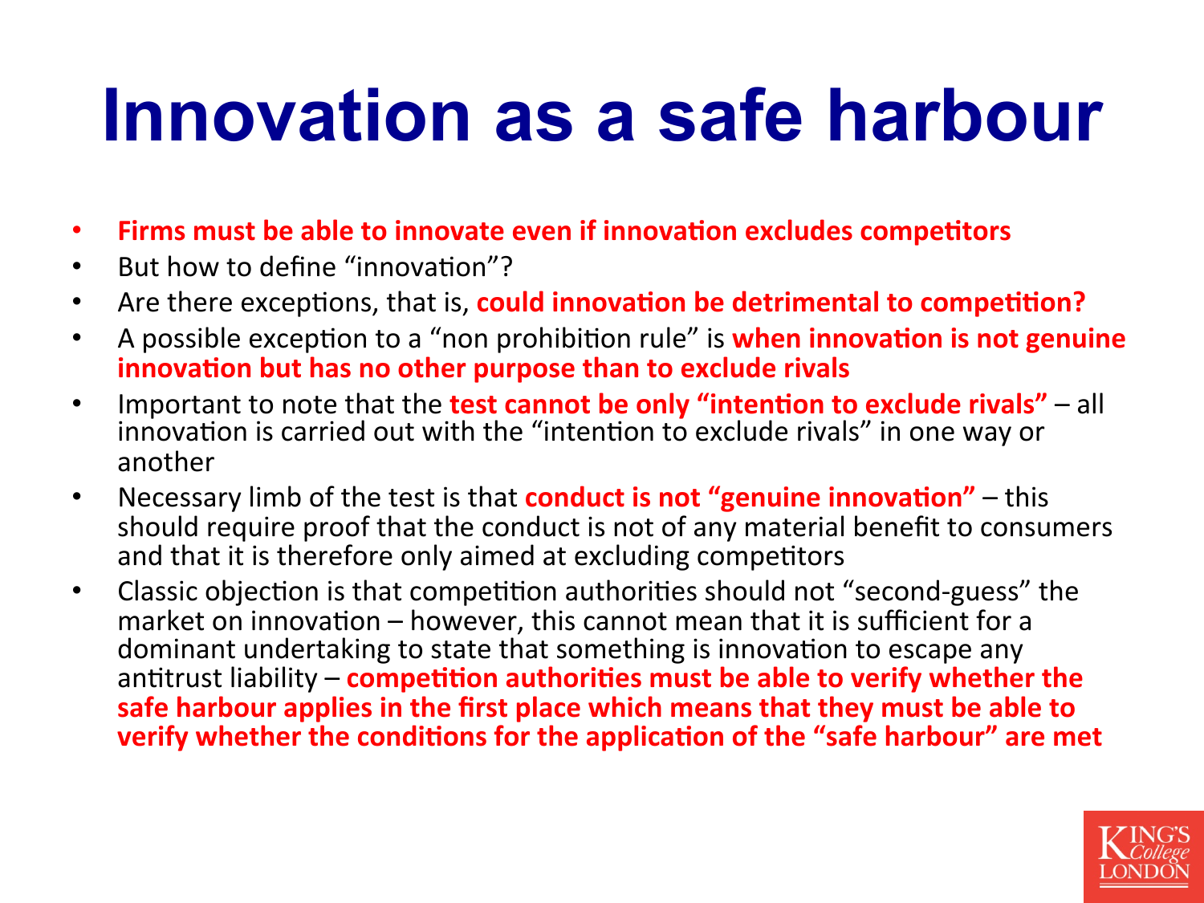# Innovation as a safe harbour

- **Firms must be able to innovate even if innovation excludes competitors**
- But how to define "innovation"?
- Are there exceptions, that is, **could innovation be detrimental to competition?**
- A possible exception to a "non prohibition rule" is **when innovation is not genuine innovation but has no other purpose than to exclude rivals**
- Important to note that the **test cannot be only "intention to exclude rivals"** – all innovation is carried out with the "intention to exclude rivals" in one way or another
- Necessary limb of the test is that **conduct is not "genuine innovation"** – this should require proof that the conduct is not of any material benefit to consumers and that it is therefore only aimed at excluding competitors
- Classic objection is that competition authorities should not "second-guess" the market on innovation – however, this cannot mean that it is sufficient for a dominant undertaking to state that something is innovation to escape any antitrust liability – **competition authorities must be able to verify whether the safe harbour applies in the first place which means that they must be able to verify whether the conditions for the application of the "safe harbour" are met**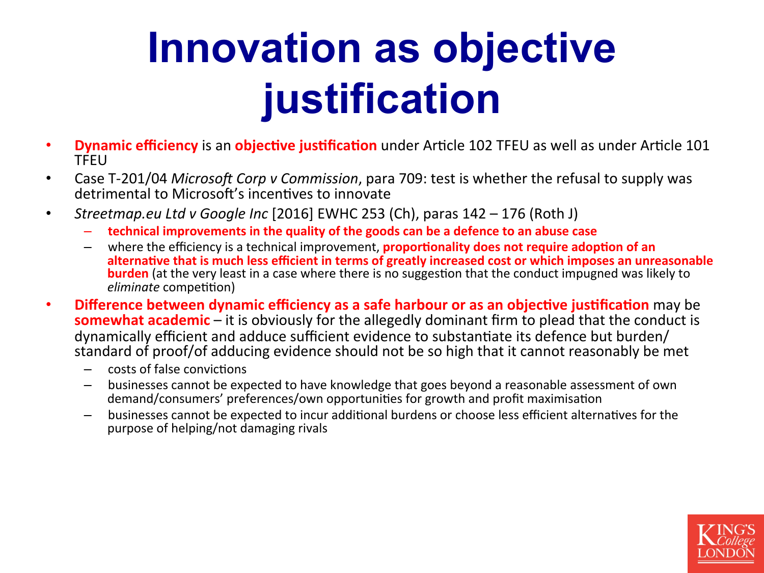# Innovation as objective justification

- **Dynamic efficiency** is an **objective justification** under Article 102 TFEU as well as under Article 101 TFEU
- Case T-201/04 *Microsoft Corp v Commission*, para 709: test is whether the refusal to supply was detrimental to Microsoft's incentives to innovate
- *Streetmap.eu Ltd v Google Inc* [2016] EWHC 253 (Ch), paras 142 – 176 (Roth J)
  - **technical improvements in the quality of the goods can be a defence to an abuse case**
  - where the efficiency is a technical improvement, **proportionality does not require adoption of an alternative that is much less efficient in terms of greatly increased cost or which imposes an unreasonable burden** (at the very least in a case where there is no suggestion that the conduct impugned was likely to *eliminate* competition)
- **Difference between dynamic efficiency as a safe harbour or as an objective justification** may be **somewhat academic** – it is obviously for the allegedly dominant firm to plead that the conduct is dynamically efficient and adduce sufficient evidence to substantiate its defence but burden/ standard of proof/of adducing evidence should not be so high that it cannot reasonably be met
  - costs of false convictions
  - businesses cannot be expected to have knowledge that goes beyond a reasonable assessment of own demand/consumers' preferences/own opportunities for growth and profit maximisation
  - businesses cannot be expected to incur additional burdens or choose less efficient alternatives for the purpose of helping/not damaging rivals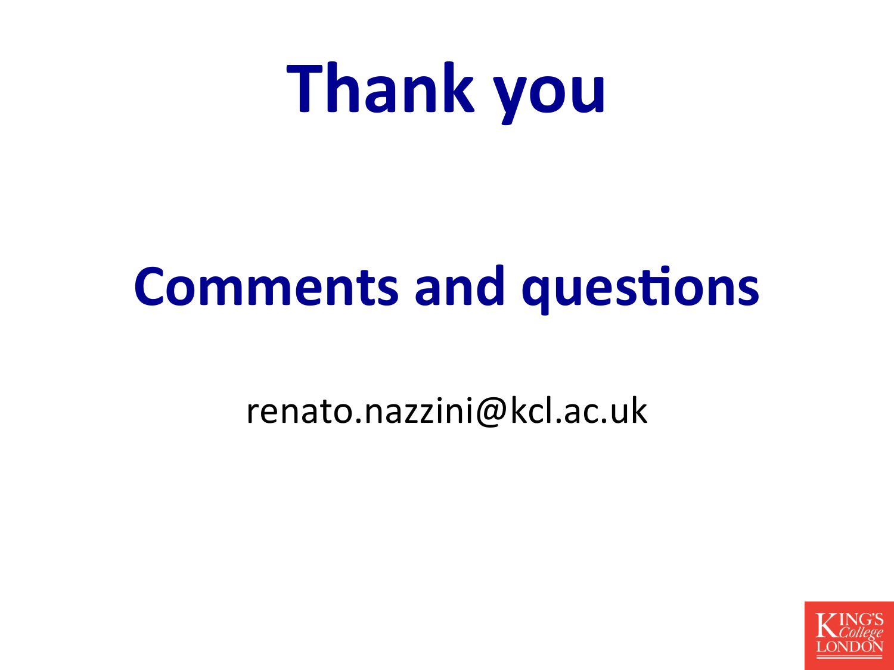# Thank you

## Comments and questions

renato.nazzini@kcl.ac.uk